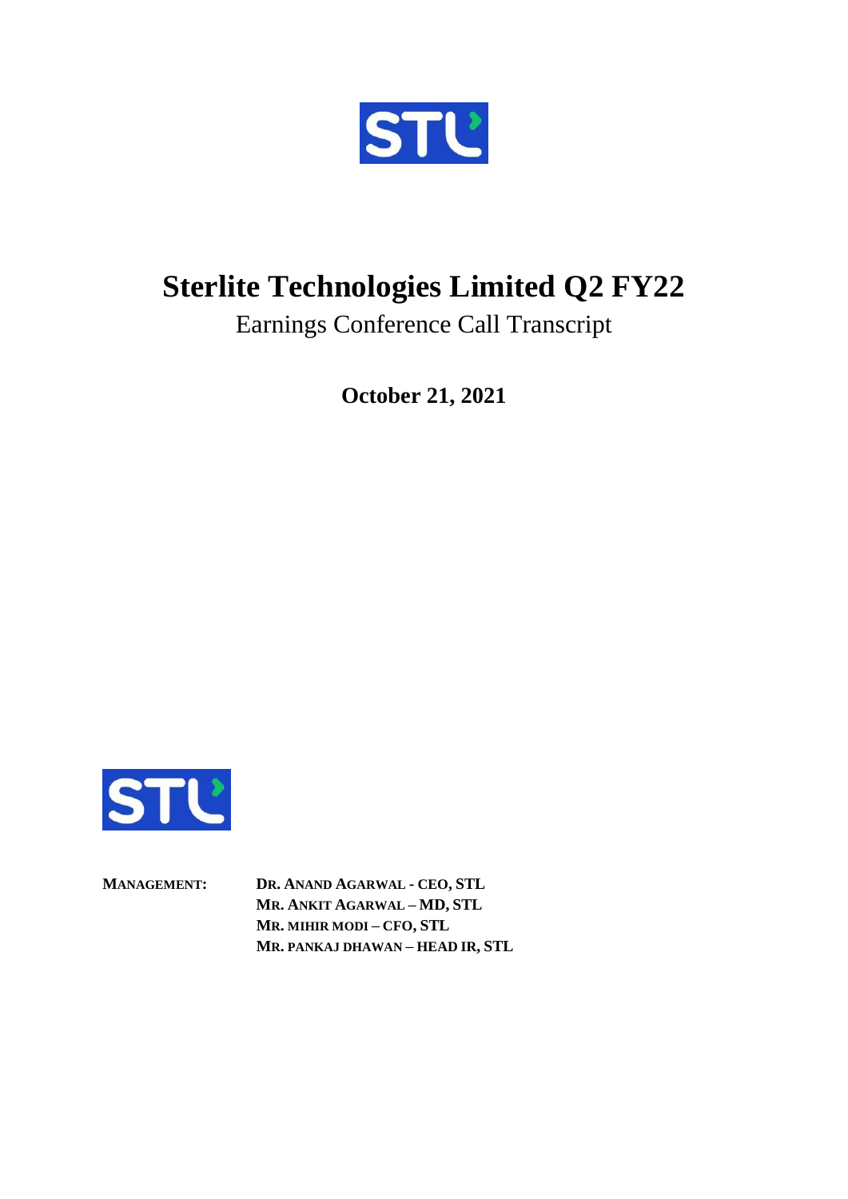# Sterlite Technologies Limited Q2 FY22

Earnings Conference Call Transcript

**October 21, 2021**

**MANAGEMENT:** **DR. ANAND AGARWAL - CEO, STL**
**MR. ANKIT AGARWAL – MD, STL**
**MR. MIHIR MODI – CFO, STL**
**MR. PANKAJ DHAWAN – HEAD IR, STL**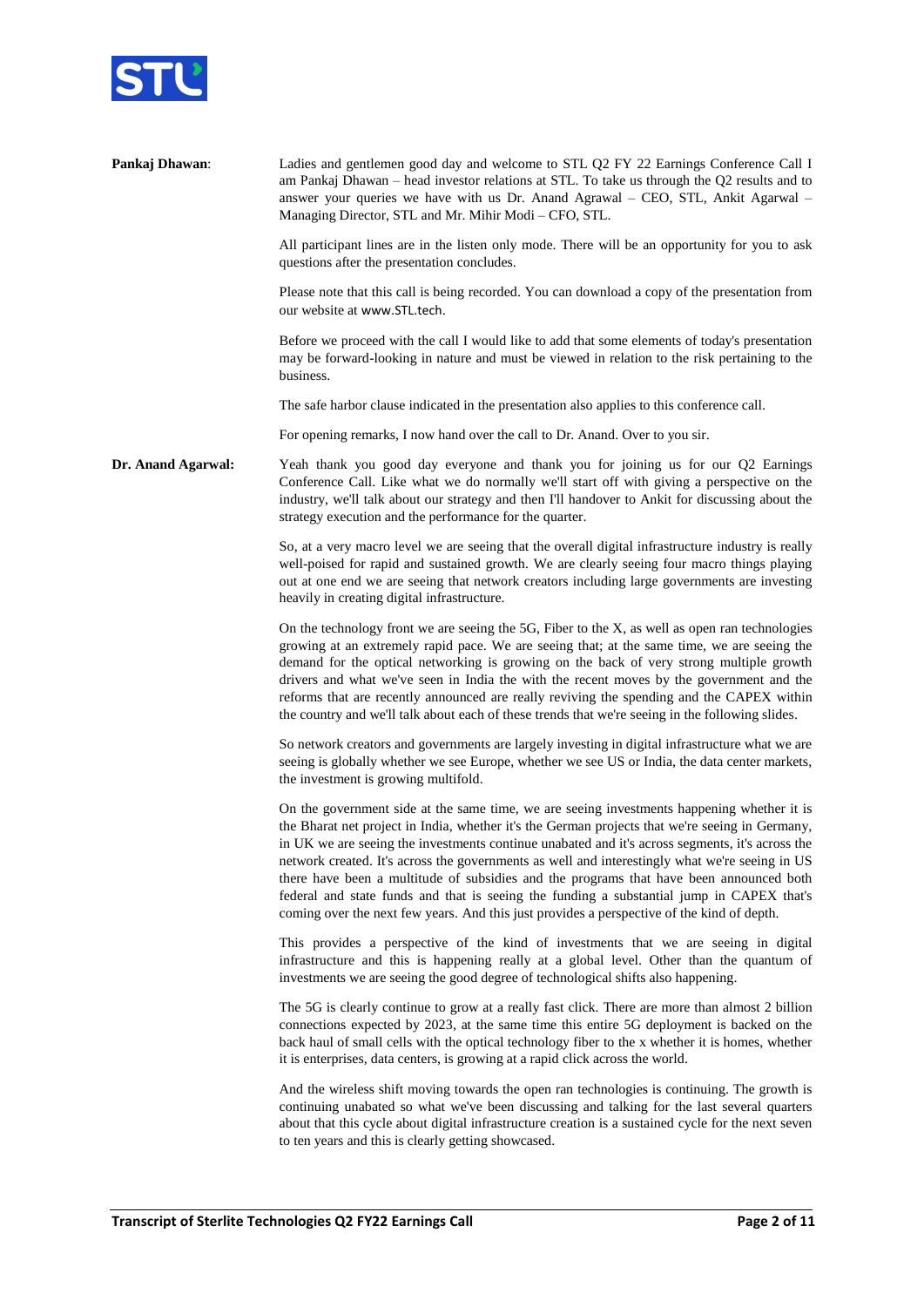**Pankaj Dhawan**: Ladies and gentlemen good day and welcome to STL Q2 FY 22 Earnings Conference Call I am Pankaj Dhawan – head investor relations at STL. To take us through the Q2 results and to answer your queries we have with us Dr. Anand Agrawal – CEO, STL, Ankit Agarwal – Managing Director, STL and Mr. Mihir Modi – CFO, STL.

All participant lines are in the listen only mode. There will be an opportunity for you to ask questions after the presentation concludes.

Please note that this call is being recorded. You can download a copy of the presentation from our website at www.STL.tech.

Before we proceed with the call I would like to add that some elements of today's presentation may be forward-looking in nature and must be viewed in relation to the risk pertaining to the business.

The safe harbor clause indicated in the presentation also applies to this conference call.

For opening remarks, I now hand over the call to Dr. Anand. Over to you sir.

**Dr. Anand Agarwal:** Yeah thank you good day everyone and thank you for joining us for our Q2 Earnings Conference Call. Like what we do normally we'll start off with giving a perspective on the industry, we'll talk about our strategy and then I'll handover to Ankit for discussing about the strategy execution and the performance for the quarter.

So, at a very macro level we are seeing that the overall digital infrastructure industry is really well-poised for rapid and sustained growth. We are clearly seeing four macro things playing out at one end we are seeing that network creators including large governments are investing heavily in creating digital infrastructure.

On the technology front we are seeing the 5G, Fiber to the X, as well as open ran technologies growing at an extremely rapid pace. We are seeing that; at the same time, we are seeing the demand for the optical networking is growing on the back of very strong multiple growth drivers and what we've seen in India the with the recent moves by the government and the reforms that are recently announced are really reviving the spending and the CAPEX within the country and we'll talk about each of these trends that we're seeing in the following slides.

So network creators and governments are largely investing in digital infrastructure what we are seeing is globally whether we see Europe, whether we see US or India, the data center markets, the investment is growing multifold.

On the government side at the same time, we are seeing investments happening whether it is the Bharat net project in India, whether it's the German projects that we're seeing in Germany, in UK we are seeing the investments continue unabated and it's across segments, it's across the network created. It's across the governments as well and interestingly what we're seeing in US there have been a multitude of subsidies and the programs that have been announced both federal and state funds and that is seeing the funding a substantial jump in CAPEX that's coming over the next few years. And this just provides a perspective of the kind of depth.

This provides a perspective of the kind of investments that we are seeing in digital infrastructure and this is happening really at a global level. Other than the quantum of investments we are seeing the good degree of technological shifts also happening.

The 5G is clearly continue to grow at a really fast click. There are more than almost 2 billion connections expected by 2023, at the same time this entire 5G deployment is backed on the back haul of small cells with the optical technology fiber to the x whether it is homes, whether it is enterprises, data centers, is growing at a rapid click across the world.

And the wireless shift moving towards the open ran technologies is continuing. The growth is continuing unabated so what we've been discussing and talking for the last several quarters about that this cycle about digital infrastructure creation is a sustained cycle for the next seven to ten years and this is clearly getting showcased.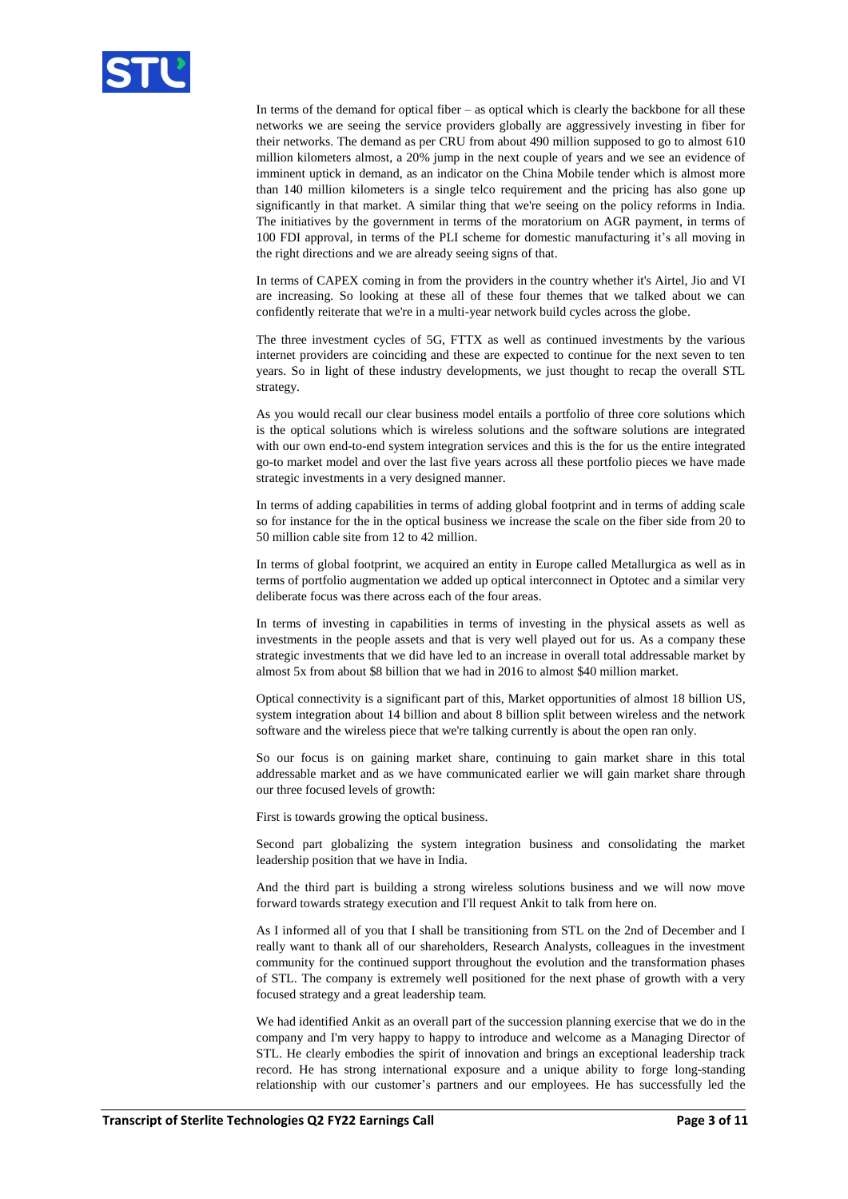In terms of the demand for optical fiber – as optical which is clearly the backbone for all these networks we are seeing the service providers globally are aggressively investing in fiber for their networks. The demand as per CRU from about 490 million supposed to go to almost 610 million kilometers almost, a 20% jump in the next couple of years and we see an evidence of imminent uptick in demand, as an indicator on the China Mobile tender which is almost more than 140 million kilometers is a single telco requirement and the pricing has also gone up significantly in that market. A similar thing that we're seeing on the policy reforms in India. The initiatives by the government in terms of the moratorium on AGR payment, in terms of 100 FDI approval, in terms of the PLI scheme for domestic manufacturing it's all moving in the right directions and we are already seeing signs of that.

In terms of CAPEX coming in from the providers in the country whether it's Airtel, Jio and VI are increasing. So looking at these all of these four themes that we talked about we can confidently reiterate that we're in a multi-year network build cycles across the globe.

The three investment cycles of 5G, FTTX as well as continued investments by the various internet providers are coinciding and these are expected to continue for the next seven to ten years. So in light of these industry developments, we just thought to recap the overall STL strategy.

As you would recall our clear business model entails a portfolio of three core solutions which is the optical solutions which is wireless solutions and the software solutions are integrated with our own end-to-end system integration services and this is the for us the entire integrated go-to market model and over the last five years across all these portfolio pieces we have made strategic investments in a very designed manner.

In terms of adding capabilities in terms of adding global footprint and in terms of adding scale so for instance for the in the optical business we increase the scale on the fiber side from 20 to 50 million cable site from 12 to 42 million.

In terms of global footprint, we acquired an entity in Europe called Metallurgica as well as in terms of portfolio augmentation we added up optical interconnect in Optotec and a similar very deliberate focus was there across each of the four areas.

In terms of investing in capabilities in terms of investing in the physical assets as well as investments in the people assets and that is very well played out for us. As a company these strategic investments that we did have led to an increase in overall total addressable market by almost 5x from about $8 billion that we had in 2016 to almost $40 million market.

Optical connectivity is a significant part of this, Market opportunities of almost 18 billion US, system integration about 14 billion and about 8 billion split between wireless and the network software and the wireless piece that we're talking currently is about the open ran only.

So our focus is on gaining market share, continuing to gain market share in this total addressable market and as we have communicated earlier we will gain market share through our three focused levels of growth:

First is towards growing the optical business.

Second part globalizing the system integration business and consolidating the market leadership position that we have in India.

And the third part is building a strong wireless solutions business and we will now move forward towards strategy execution and I'll request Ankit to talk from here on.

As I informed all of you that I shall be transitioning from STL on the 2nd of December and I really want to thank all of our shareholders, Research Analysts, colleagues in the investment community for the continued support throughout the evolution and the transformation phases of STL. The company is extremely well positioned for the next phase of growth with a very focused strategy and a great leadership team.

We had identified Ankit as an overall part of the succession planning exercise that we do in the company and I'm very happy to happy to introduce and welcome as a Managing Director of STL. He clearly embodies the spirit of innovation and brings an exceptional leadership track record. He has strong international exposure and a unique ability to forge long-standing relationship with our customer's partners and our employees. He has successfully led the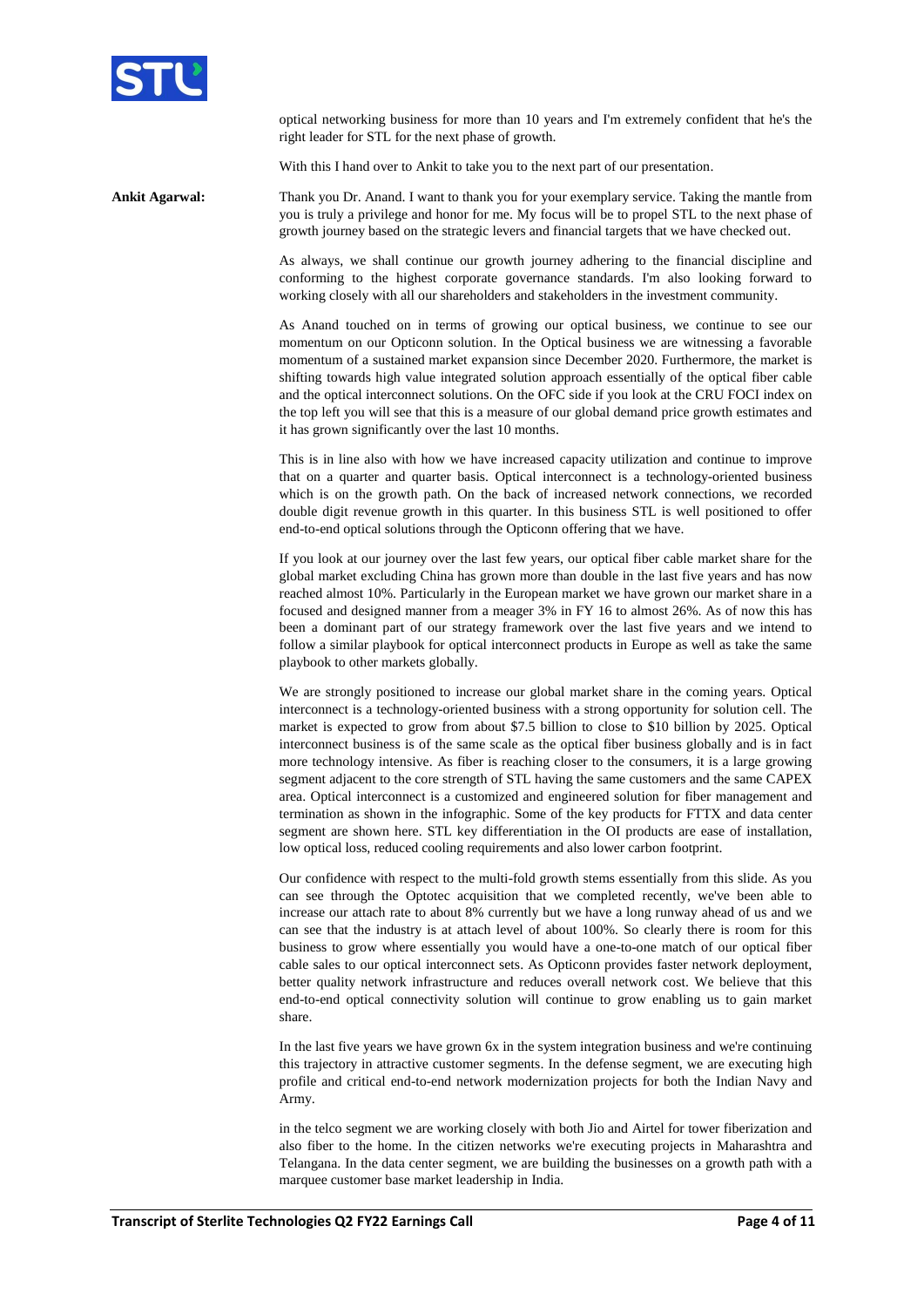optical networking business for more than 10 years and I'm extremely confident that he's the right leader for STL for the next phase of growth.

With this I hand over to Ankit to take you to the next part of our presentation.

**Ankit Agarwal:** Thank you Dr. Anand. I want to thank you for your exemplary service. Taking the mantle from you is truly a privilege and honor for me. My focus will be to propel STL to the next phase of growth journey based on the strategic levers and financial targets that we have checked out.

As always, we shall continue our growth journey adhering to the financial discipline and conforming to the highest corporate governance standards. I'm also looking forward to working closely with all our shareholders and stakeholders in the investment community.

As Anand touched on in terms of growing our optical business, we continue to see our momentum on our Opticonn solution. In the Optical business we are witnessing a favorable momentum of a sustained market expansion since December 2020. Furthermore, the market is shifting towards high value integrated solution approach essentially of the optical fiber cable and the optical interconnect solutions. On the OFC side if you look at the CRU FOCI index on the top left you will see that this is a measure of our global demand price growth estimates and it has grown significantly over the last 10 months.

This is in line also with how we have increased capacity utilization and continue to improve that on a quarter and quarter basis. Optical interconnect is a technology-oriented business which is on the growth path. On the back of increased network connections, we recorded double digit revenue growth in this quarter. In this business STL is well positioned to offer end-to-end optical solutions through the Opticonn offering that we have.

If you look at our journey over the last few years, our optical fiber cable market share for the global market excluding China has grown more than double in the last five years and has now reached almost 10%. Particularly in the European market we have grown our market share in a focused and designed manner from a meager 3% in FY 16 to almost 26%. As of now this has been a dominant part of our strategy framework over the last five years and we intend to follow a similar playbook for optical interconnect products in Europe as well as take the same playbook to other markets globally.

We are strongly positioned to increase our global market share in the coming years. Optical interconnect is a technology-oriented business with a strong opportunity for solution cell. The market is expected to grow from about $7.5 billion to close to $10 billion by 2025. Optical interconnect business is of the same scale as the optical fiber business globally and is in fact more technology intensive. As fiber is reaching closer to the consumers, it is a large growing segment adjacent to the core strength of STL having the same customers and the same CAPEX area. Optical interconnect is a customized and engineered solution for fiber management and termination as shown in the infographic. Some of the key products for FTTX and data center segment are shown here. STL key differentiation in the OI products are ease of installation, low optical loss, reduced cooling requirements and also lower carbon footprint.

Our confidence with respect to the multi-fold growth stems essentially from this slide. As you can see through the Optotec acquisition that we completed recently, we've been able to increase our attach rate to about 8% currently but we have a long runway ahead of us and we can see that the industry is at attach level of about 100%. So clearly there is room for this business to grow where essentially you would have a one-to-one match of our optical fiber cable sales to our optical interconnect sets. As Opticonn provides faster network deployment, better quality network infrastructure and reduces overall network cost. We believe that this end-to-end optical connectivity solution will continue to grow enabling us to gain market share.

In the last five years we have grown 6x in the system integration business and we're continuing this trajectory in attractive customer segments. In the defense segment, we are executing high profile and critical end-to-end network modernization projects for both the Indian Navy and Army.

in the telco segment we are working closely with both Jio and Airtel for tower fiberization and also fiber to the home. In the citizen networks we're executing projects in Maharashtra and Telangana. In the data center segment, we are building the businesses on a growth path with a marquee customer base market leadership in India.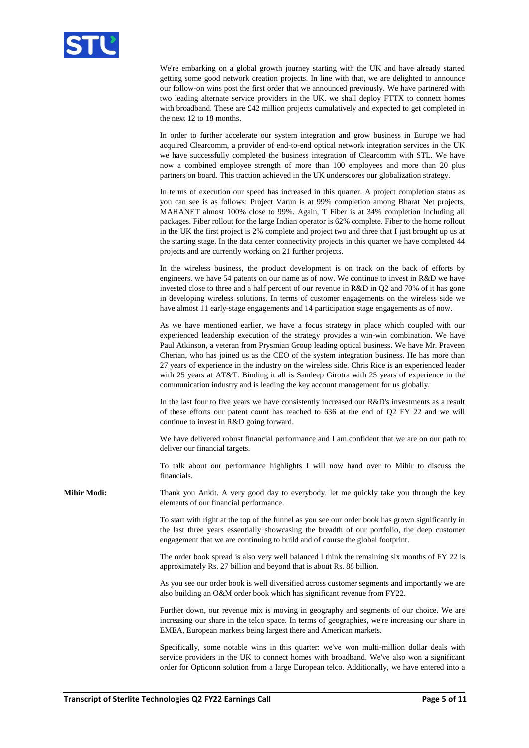We're embarking on a global growth journey starting with the UK and have already started getting some good network creation projects. In line with that, we are delighted to announce our follow-on wins post the first order that we announced previously. We have partnered with two leading alternate service providers in the UK. we shall deploy FTTX to connect homes with broadband. These are £42 million projects cumulatively and expected to get completed in the next 12 to 18 months.

In order to further accelerate our system integration and grow business in Europe we had acquired Clearcomm, a provider of end-to-end optical network integration services in the UK we have successfully completed the business integration of Clearcomm with STL. We have now a combined employee strength of more than 100 employees and more than 20 plus partners on board. This traction achieved in the UK underscores our globalization strategy.

In terms of execution our speed has increased in this quarter. A project completion status as you can see is as follows: Project Varun is at 99% completion among Bharat Net projects, MAHANET almost 100% close to 99%. Again, T Fiber is at 34% completion including all packages. Fiber rollout for the large Indian operator is 62% complete. Fiber to the home rollout in the UK the first project is 2% complete and project two and three that I just brought up us at the starting stage. In the data center connectivity projects in this quarter we have completed 44 projects and are currently working on 21 further projects.

In the wireless business, the product development is on track on the back of efforts by engineers. we have 54 patents on our name as of now. We continue to invest in R&D we have invested close to three and a half percent of our revenue in R&D in Q2 and 70% of it has gone in developing wireless solutions. In terms of customer engagements on the wireless side we have almost 11 early-stage engagements and 14 participation stage engagements as of now.

As we have mentioned earlier, we have a focus strategy in place which coupled with our experienced leadership execution of the strategy provides a win-win combination. We have Paul Atkinson, a veteran from Prysmian Group leading optical business. We have Mr. Praveen Cherian, who has joined us as the CEO of the system integration business. He has more than 27 years of experience in the industry on the wireless side. Chris Rice is an experienced leader with 25 years at AT&T. Binding it all is Sandeep Girotra with 25 years of experience in the communication industry and is leading the key account management for us globally.

In the last four to five years we have consistently increased our R&D's investments as a result of these efforts our patent count has reached to 636 at the end of Q2 FY 22 and we will continue to invest in R&D going forward.

We have delivered robust financial performance and I am confident that we are on our path to deliver our financial targets.

To talk about our performance highlights I will now hand over to Mihir to discuss the financials.

**Mihir Modi:** Thank you Ankit. A very good day to everybody. let me quickly take you through the key elements of our financial performance.

To start with right at the top of the funnel as you see our order book has grown significantly in the last three years essentially showcasing the breadth of our portfolio, the deep customer engagement that we are continuing to build and of course the global footprint.

The order book spread is also very well balanced I think the remaining six months of FY 22 is approximately Rs. 27 billion and beyond that is about Rs. 88 billion.

As you see our order book is well diversified across customer segments and importantly we are also building an O&M order book which has significant revenue from FY22.

Further down, our revenue mix is moving in geography and segments of our choice. We are increasing our share in the telco space. In terms of geographies, we're increasing our share in EMEA, European markets being largest there and American markets.

Specifically, some notable wins in this quarter: we've won multi-million dollar deals with service providers in the UK to connect homes with broadband. We've also won a significant order for Opticonn solution from a large European telco. Additionally, we have entered into a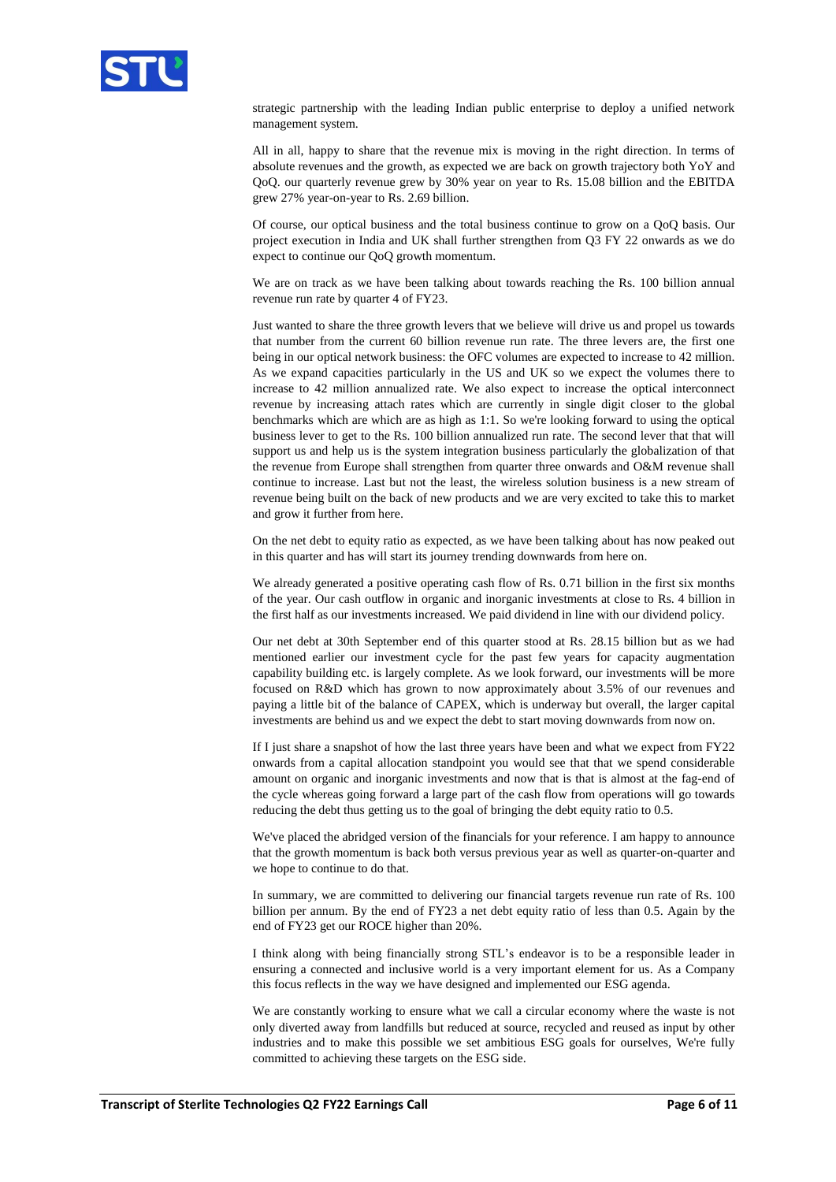strategic partnership with the leading Indian public enterprise to deploy a unified network management system.

All in all, happy to share that the revenue mix is moving in the right direction. In terms of absolute revenues and the growth, as expected we are back on growth trajectory both YoY and QoQ. our quarterly revenue grew by 30% year on year to Rs. 15.08 billion and the EBITDA grew 27% year-on-year to Rs. 2.69 billion.

Of course, our optical business and the total business continue to grow on a QoQ basis. Our project execution in India and UK shall further strengthen from Q3 FY 22 onwards as we do expect to continue our QoQ growth momentum.

We are on track as we have been talking about towards reaching the Rs. 100 billion annual revenue run rate by quarter 4 of FY23.

Just wanted to share the three growth levers that we believe will drive us and propel us towards that number from the current 60 billion revenue run rate. The three levers are, the first one being in our optical network business: the OFC volumes are expected to increase to 42 million. As we expand capacities particularly in the US and UK so we expect the volumes there to increase to 42 million annualized rate. We also expect to increase the optical interconnect revenue by increasing attach rates which are currently in single digit closer to the global benchmarks which are which are as high as 1:1. So we're looking forward to using the optical business lever to get to the Rs. 100 billion annualized run rate. The second lever that that will support us and help us is the system integration business particularly the globalization of that the revenue from Europe shall strengthen from quarter three onwards and O&M revenue shall continue to increase. Last but not the least, the wireless solution business is a new stream of revenue being built on the back of new products and we are very excited to take this to market and grow it further from here.

On the net debt to equity ratio as expected, as we have been talking about has now peaked out in this quarter and has will start its journey trending downwards from here on.

We already generated a positive operating cash flow of Rs. 0.71 billion in the first six months of the year. Our cash outflow in organic and inorganic investments at close to Rs. 4 billion in the first half as our investments increased. We paid dividend in line with our dividend policy.

Our net debt at 30th September end of this quarter stood at Rs. 28.15 billion but as we had mentioned earlier our investment cycle for the past few years for capacity augmentation capability building etc. is largely complete. As we look forward, our investments will be more focused on R&D which has grown to now approximately about 3.5% of our revenues and paying a little bit of the balance of CAPEX, which is underway but overall, the larger capital investments are behind us and we expect the debt to start moving downwards from now on.

If I just share a snapshot of how the last three years have been and what we expect from FY22 onwards from a capital allocation standpoint you would see that that we spend considerable amount on organic and inorganic investments and now that is that is almost at the fag-end of the cycle whereas going forward a large part of the cash flow from operations will go towards reducing the debt thus getting us to the goal of bringing the debt equity ratio to 0.5.

We've placed the abridged version of the financials for your reference. I am happy to announce that the growth momentum is back both versus previous year as well as quarter-on-quarter and we hope to continue to do that.

In summary, we are committed to delivering our financial targets revenue run rate of Rs. 100 billion per annum. By the end of FY23 a net debt equity ratio of less than 0.5. Again by the end of FY23 get our ROCE higher than 20%.

I think along with being financially strong STL's endeavor is to be a responsible leader in ensuring a connected and inclusive world is a very important element for us. As a Company this focus reflects in the way we have designed and implemented our ESG agenda.

We are constantly working to ensure what we call a circular economy where the waste is not only diverted away from landfills but reduced at source, recycled and reused as input by other industries and to make this possible we set ambitious ESG goals for ourselves, We're fully committed to achieving these targets on the ESG side.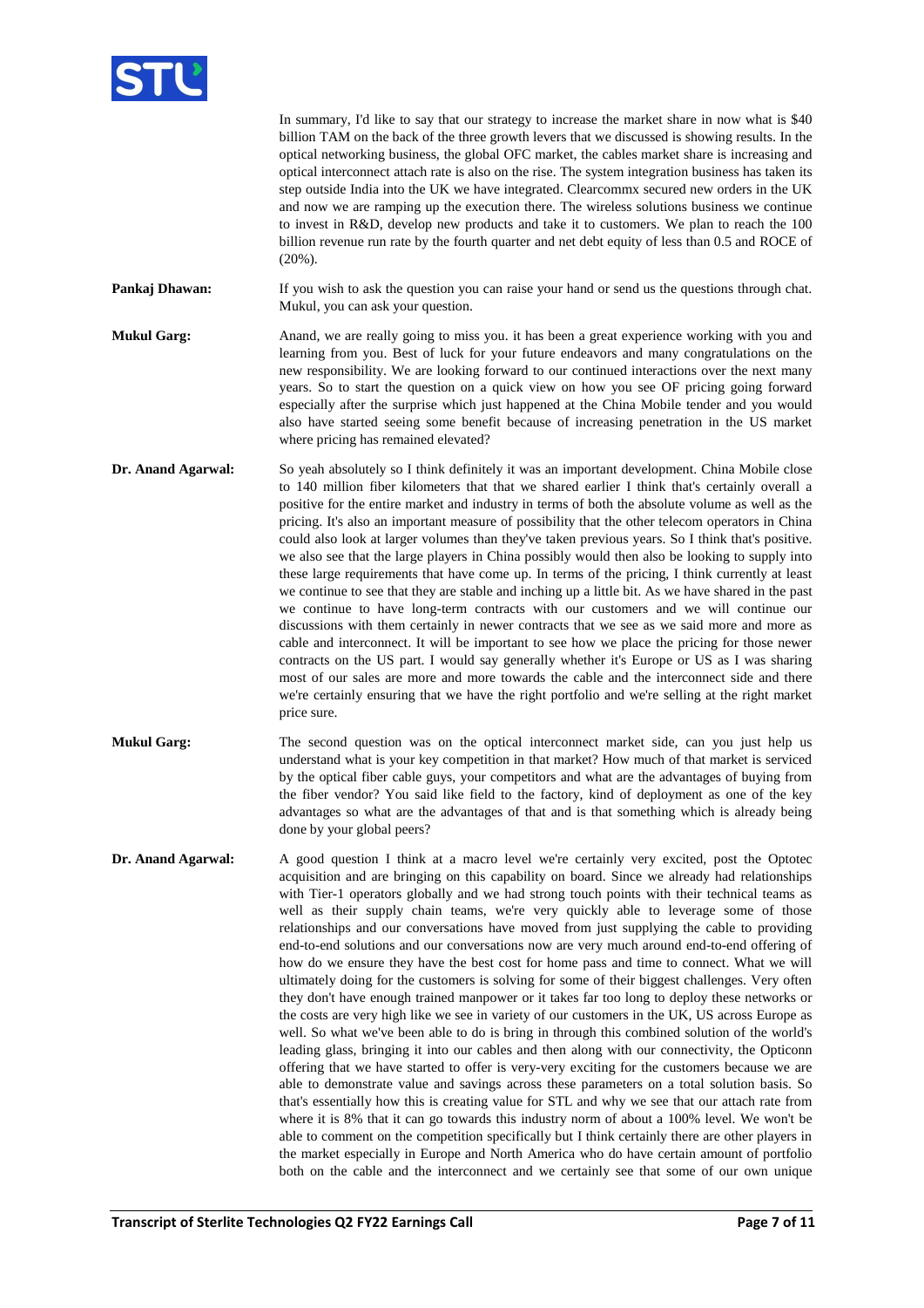In summary, I'd like to say that our strategy to increase the market share in now what is $40 billion TAM on the back of the three growth levers that we discussed is showing results. In the optical networking business, the global OFC market, the cables market share is increasing and optical interconnect attach rate is also on the rise. The system integration business has taken its step outside India into the UK we have integrated. Clearcommx secured new orders in the UK and now we are ramping up the execution there. The wireless solutions business we continue to invest in R&D, develop new products and take it to customers. We plan to reach the 100 billion revenue run rate by the fourth quarter and net debt equity of less than 0.5 and ROCE of (20%).

**Pankaj Dhawan:** If you wish to ask the question you can raise your hand or send us the questions through chat. Mukul, you can ask your question.

**Mukul Garg:** Anand, we are really going to miss you. it has been a great experience working with you and learning from you. Best of luck for your future endeavors and many congratulations on the new responsibility. We are looking forward to our continued interactions over the next many years. So to start the question on a quick view on how you see OF pricing going forward especially after the surprise which just happened at the China Mobile tender and you would also have started seeing some benefit because of increasing penetration in the US market where pricing has remained elevated?

**Dr. Anand Agarwal:** So yeah absolutely so I think definitely it was an important development. China Mobile close to 140 million fiber kilometers that that we shared earlier I think that's certainly overall a positive for the entire market and industry in terms of both the absolute volume as well as the pricing. It's also an important measure of possibility that the other telecom operators in China could also look at larger volumes than they've taken previous years. So I think that's positive. we also see that the large players in China possibly would then also be looking to supply into these large requirements that have come up. In terms of the pricing, I think currently at least we continue to see that they are stable and inching up a little bit. As we have shared in the past we continue to have long-term contracts with our customers and we will continue our discussions with them certainly in newer contracts that we see as we said more and more as cable and interconnect. It will be important to see how we place the pricing for those newer contracts on the US part. I would say generally whether it's Europe or US as I was sharing most of our sales are more and more towards the cable and the interconnect side and there we're certainly ensuring that we have the right portfolio and we're selling at the right market price sure.

**Mukul Garg:** The second question was on the optical interconnect market side, can you just help us understand what is your key competition in that market? How much of that market is serviced by the optical fiber cable guys, your competitors and what are the advantages of buying from the fiber vendor? You said like field to the factory, kind of deployment as one of the key advantages so what are the advantages of that and is that something which is already being done by your global peers?

**Dr. Anand Agarwal:** A good question I think at a macro level we're certainly very excited, post the Optotec acquisition and are bringing on this capability on board. Since we already had relationships with Tier-1 operators globally and we had strong touch points with their technical teams as well as their supply chain teams, we're very quickly able to leverage some of those relationships and our conversations have moved from just supplying the cable to providing end-to-end solutions and our conversations now are very much around end-to-end offering of how do we ensure they have the best cost for home pass and time to connect. What we will ultimately doing for the customers is solving for some of their biggest challenges. Very often they don't have enough trained manpower or it takes far too long to deploy these networks or the costs are very high like we see in variety of our customers in the UK, US across Europe as well. So what we've been able to do is bring in through this combined solution of the world's leading glass, bringing it into our cables and then along with our connectivity, the Opticonn offering that we have started to offer is very-very exciting for the customers because we are able to demonstrate value and savings across these parameters on a total solution basis. So that's essentially how this is creating value for STL and why we see that our attach rate from where it is 8% that it can go towards this industry norm of about a 100% level. We won't be able to comment on the competition specifically but I think certainly there are other players in the market especially in Europe and North America who do have certain amount of portfolio both on the cable and the interconnect and we certainly see that some of our own unique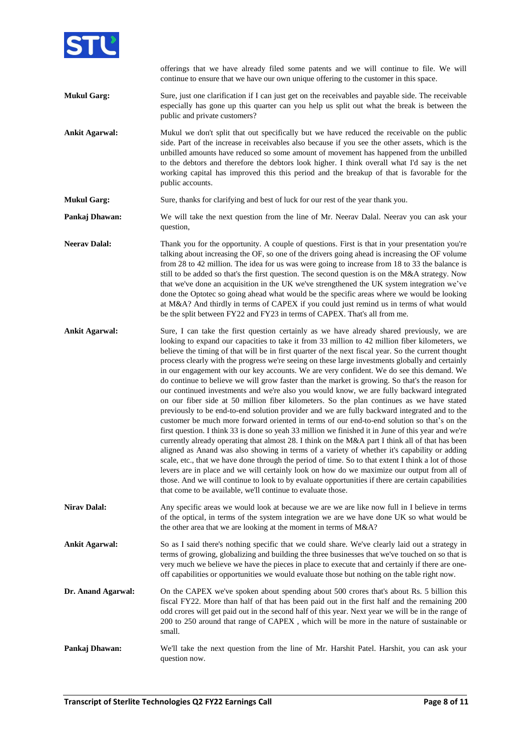offerings that we have already filed some patents and we will continue to file. We will continue to ensure that we have our own unique offering to the customer in this space.

**Mukul Garg:** Sure, just one clarification if I can just get on the receivables and payable side. The receivable especially has gone up this quarter can you help us split out what the break is between the public and private customers?

**Ankit Agarwal:** Mukul we don't split that out specifically but we have reduced the receivable on the public side. Part of the increase in receivables also because if you see the other assets, which is the unbilled amounts have reduced so some amount of movement has happened from the unbilled to the debtors and therefore the debtors look higher. I think overall what I'd say is the net working capital has improved this this period and the breakup of that is favorable for the public accounts.

**Mukul Garg:** Sure, thanks for clarifying and best of luck for our rest of the year thank you.

**Pankaj Dhawan:** We will take the next question from the line of Mr. Neerav Dalal. Neerav you can ask your question,

**Neerav Dalal:** Thank you for the opportunity. A couple of questions. First is that in your presentation you're talking about increasing the OF, so one of the drivers going ahead is increasing the OF volume from 28 to 42 million. The idea for us was were going to increase from 18 to 33 the balance is still to be added so that's the first question. The second question is on the M&A strategy. Now that we've done an acquisition in the UK we've strengthened the UK system integration we've done the Optotec so going ahead what would be the specific areas where we would be looking at M&A? And thirdly in terms of CAPEX if you could just remind us in terms of what would be the split between FY22 and FY23 in terms of CAPEX. That's all from me.

**Ankit Agarwal:** Sure, I can take the first question certainly as we have already shared previously, we are looking to expand our capacities to take it from 33 million to 42 million fiber kilometers, we believe the timing of that will be in first quarter of the next fiscal year. So the current thought process clearly with the progress we're seeing on these large investments globally and certainly in our engagement with our key accounts. We are very confident. We do see this demand. We do continue to believe we will grow faster than the market is growing. So that's the reason for our continued investments and we're also you would know, we are fully backward integrated on our fiber side at 50 million fiber kilometers. So the plan continues as we have stated previously to be end-to-end solution provider and we are fully backward integrated and to the customer be much more forward oriented in terms of our end-to-end solution so that's on the first question. I think 33 is done so yeah 33 million we finished it in June of this year and we're currently already operating that almost 28. I think on the M&A part I think all of that has been aligned as Anand was also showing in terms of a variety of whether it's capability or adding scale, etc., that we have done through the period of time. So to that extent I think a lot of those levers are in place and we will certainly look on how do we maximize our output from all of those. And we will continue to look to by evaluate opportunities if there are certain capabilities that come to be available, we'll continue to evaluate those.

**Nirav Dalal:** Any specific areas we would look at because we are we are like now full in I believe in terms of the optical, in terms of the system integration we are we have done UK so what would be the other area that we are looking at the moment in terms of M&A?

**Ankit Agarwal:** So as I said there's nothing specific that we could share. We've clearly laid out a strategy in terms of growing, globalizing and building the three businesses that we've touched on so that is very much we believe we have the pieces in place to execute that and certainly if there are one-off capabilities or opportunities we would evaluate those but nothing on the table right now.

**Dr. Anand Agarwal:** On the CAPEX we've spoken about spending about 500 crores that's about Rs. 5 billion this fiscal FY22. More than half of that has been paid out in the first half and the remaining 200 odd crores will get paid out in the second half of this year. Next year we will be in the range of 200 to 250 around that range of CAPEX , which will be more in the nature of sustainable or small.

**Pankaj Dhawan:** We'll take the next question from the line of Mr. Harshit Patel. Harshit, you can ask your question now.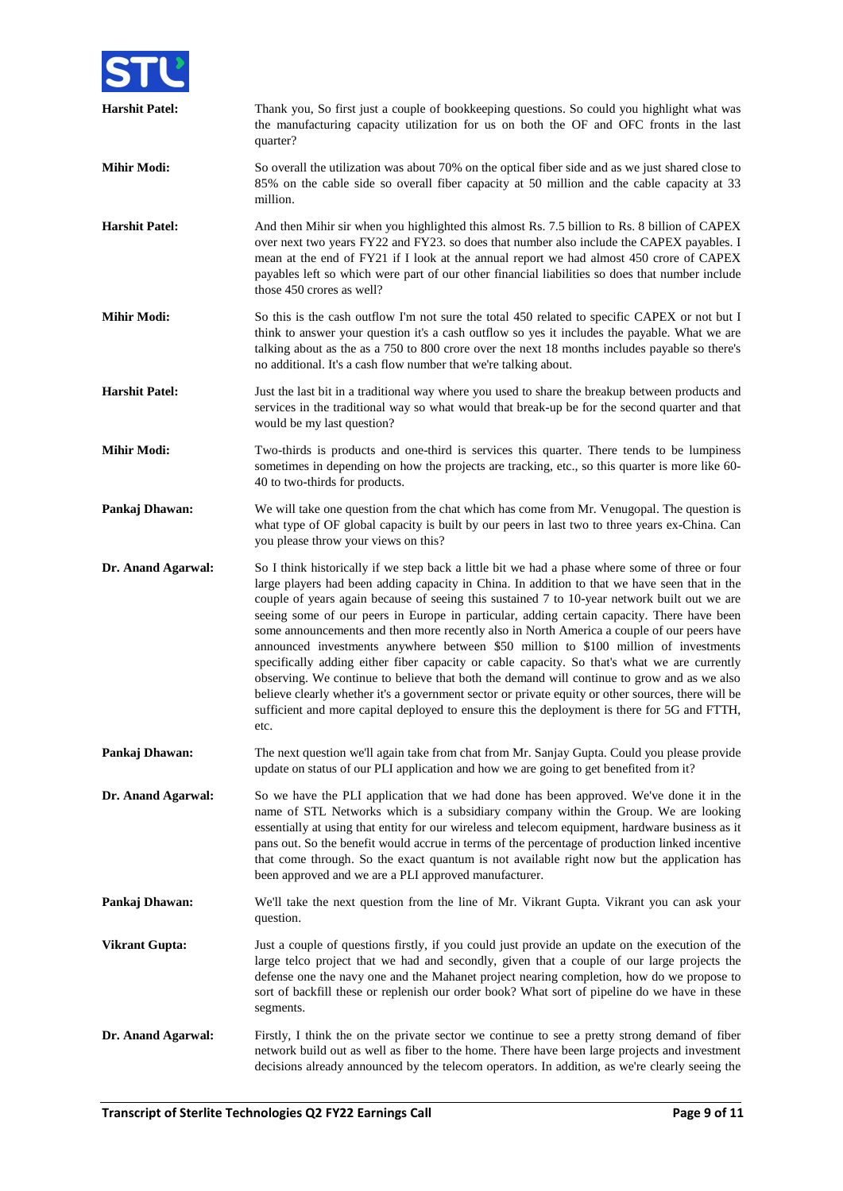**Harshit Patel:** Thank you, So first just a couple of bookkeeping questions. So could you highlight what was the manufacturing capacity utilization for us on both the OF and OFC fronts in the last quarter?

**Mihir Modi:** So overall the utilization was about 70% on the optical fiber side and as we just shared close to 85% on the cable side so overall fiber capacity at 50 million and the cable capacity at 33 million.

**Harshit Patel:** And then Mihir sir when you highlighted this almost Rs. 7.5 billion to Rs. 8 billion of CAPEX over next two years FY22 and FY23. so does that number also include the CAPEX payables. I mean at the end of FY21 if I look at the annual report we had almost 450 crore of CAPEX payables left so which were part of our other financial liabilities so does that number include those 450 crores as well?

**Mihir Modi:** So this is the cash outflow I'm not sure the total 450 related to specific CAPEX or not but I think to answer your question it's a cash outflow so yes it includes the payable. What we are talking about as the as a 750 to 800 crore over the next 18 months includes payable so there's no additional. It's a cash flow number that we're talking about.

**Harshit Patel:** Just the last bit in a traditional way where you used to share the breakup between products and services in the traditional way so what would that break-up be for the second quarter and that would be my last question?

**Mihir Modi:** Two-thirds is products and one-third is services this quarter. There tends to be lumpiness sometimes in depending on how the projects are tracking, etc., so this quarter is more like 60-40 to two-thirds for products.

**Pankaj Dhawan:** We will take one question from the chat which has come from Mr. Venugopal. The question is what type of OF global capacity is built by our peers in last two to three years ex-China. Can you please throw your views on this?

**Dr. Anand Agarwal:** So I think historically if we step back a little bit we had a phase where some of three or four large players had been adding capacity in China. In addition to that we have seen that in the couple of years again because of seeing this sustained 7 to 10-year network built out we are seeing some of our peers in Europe in particular, adding certain capacity. There have been some announcements and then more recently also in North America a couple of our peers have announced investments anywhere between \$50 million to \$100 million of investments specifically adding either fiber capacity or cable capacity. So that's what we are currently observing. We continue to believe that both the demand will continue to grow and as we also believe clearly whether it's a government sector or private equity or other sources, there will be sufficient and more capital deployed to ensure this the deployment is there for 5G and FTTH, etc.

**Pankaj Dhawan:** The next question we'll again take from chat from Mr. Sanjay Gupta. Could you please provide update on status of our PLI application and how we are going to get benefited from it?

**Dr. Anand Agarwal:** So we have the PLI application that we had done has been approved. We've done it in the name of STL Networks which is a subsidiary company within the Group. We are looking essentially at using that entity for our wireless and telecom equipment, hardware business as it pans out. So the benefit would accrue in terms of the percentage of production linked incentive that come through. So the exact quantum is not available right now but the application has been approved and we are a PLI approved manufacturer.

**Pankaj Dhawan:** We'll take the next question from the line of Mr. Vikrant Gupta. Vikrant you can ask your question.

**Vikrant Gupta:** Just a couple of questions firstly, if you could just provide an update on the execution of the large telco project that we had and secondly, given that a couple of our large projects the defense one the navy one and the Mahanet project nearing completion, how do we propose to sort of backfill these or replenish our order book? What sort of pipeline do we have in these segments.

**Dr. Anand Agarwal:** Firstly, I think the on the private sector we continue to see a pretty strong demand of fiber network build out as well as fiber to the home. There have been large projects and investment decisions already announced by the telecom operators. In addition, as we're clearly seeing the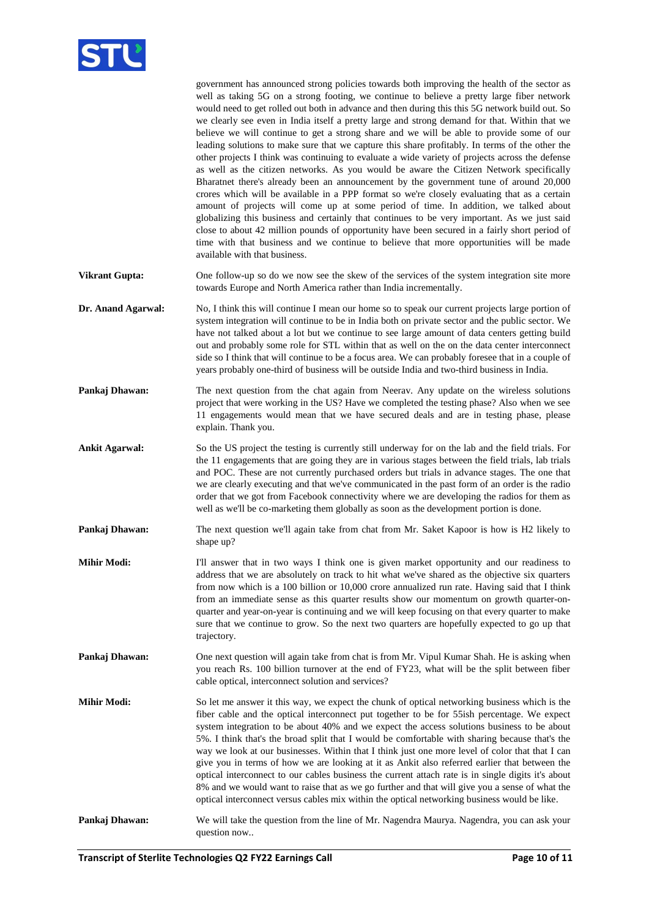government has announced strong policies towards both improving the health of the sector as well as taking 5G on a strong footing, we continue to believe a pretty large fiber network would need to get rolled out both in advance and then during this this 5G network build out. So we clearly see even in India itself a pretty large and strong demand for that. Within that we believe we will continue to get a strong share and we will be able to provide some of our leading solutions to make sure that we capture this share profitably. In terms of the other the other projects I think was continuing to evaluate a wide variety of projects across the defense as well as the citizen networks. As you would be aware the Citizen Network specifically Bharatnet there's already been an announcement by the government tune of around 20,000 crores which will be available in a PPP format so we're closely evaluating that as a certain amount of projects will come up at some period of time. In addition, we talked about globalizing this business and certainly that continues to be very important. As we just said close to about 42 million pounds of opportunity have been secured in a fairly short period of time with that business and we continue to believe that more opportunities will be made available with that business.

**Vikrant Gupta:** One follow-up so do we now see the skew of the services of the system integration site more towards Europe and North America rather than India incrementally.

**Dr. Anand Agarwal:** No, I think this will continue I mean our home so to speak our current projects large portion of system integration will continue to be in India both on private sector and the public sector. We have not talked about a lot but we continue to see large amount of data centers getting build out and probably some role for STL within that as well as on the on the data center interconnect side so I think that will continue to be a focus area. We can probably foresee that in a couple of years probably one-third of business will be outside India and two-third business in India.

**Pankaj Dhawan:** The next question from the chat again from Neerav. Any update on the wireless solutions project that were working in the US? Have we completed the testing phase? Also when we see 11 engagements would mean that we have secured deals and are in testing phase, please explain. Thank you.

**Ankit Agarwal:** So the US project the testing is currently still underway for on the lab and the field trials. For the 11 engagements that are going they are in various stages between the field trials, lab trials and POC. These are not currently purchased orders but trials in advance stages. The one that we are clearly executing and that we've communicated in the past form of an order is the radio order that we got from Facebook connectivity where we are developing the radios for them as well as we'll be co-marketing them globally as soon as the development portion is done.

**Pankaj Dhawan:** The next question we'll again take from chat from Mr. Saket Kapoor is how is H2 likely to shape up?

**Mihir Modi:** I'll answer that in two ways I think one is given market opportunity and our readiness to address that we are absolutely on track to hit what we've shared as the objective six quarters from now which is a 100 billion or 10,000 crore annualized run rate. Having said that I think from an immediate sense as this quarter results show our momentum on growth quarter-on-quarter and year-on-year is continuing and we will keep focusing on that every quarter to make sure that we continue to grow. So the next two quarters are hopefully expected to go up that trajectory.

**Pankaj Dhawan:** One next question will again take from chat is from Mr. Vipul Kumar Shah. He is asking when you reach Rs. 100 billion turnover at the end of FY23, what will be the split between fiber cable optical, interconnect solution and services?

**Mihir Modi:** So let me answer it this way, we expect the chunk of optical networking business which is the fiber cable and the optical interconnect put together to be for 55ish percentage. We expect system integration to be about 40% and we expect the access solutions business to be about 5%. I think that's the broad split that I would be comfortable with sharing because that's the way we look at our businesses. Within that I think just one more level of color that that I can give you in terms of how we are looking at it as Ankit also referred earlier that between the optical interconnect to our cables business the current attach rate is in single digits it's about 8% and we would want to raise that as we go further and that will give you a sense of what the optical interconnect versus cables mix within the optical networking business would be like.

**Pankaj Dhawan:** We will take the question from the line of Mr. Nagendra Maurya. Nagendra, you can ask your question now..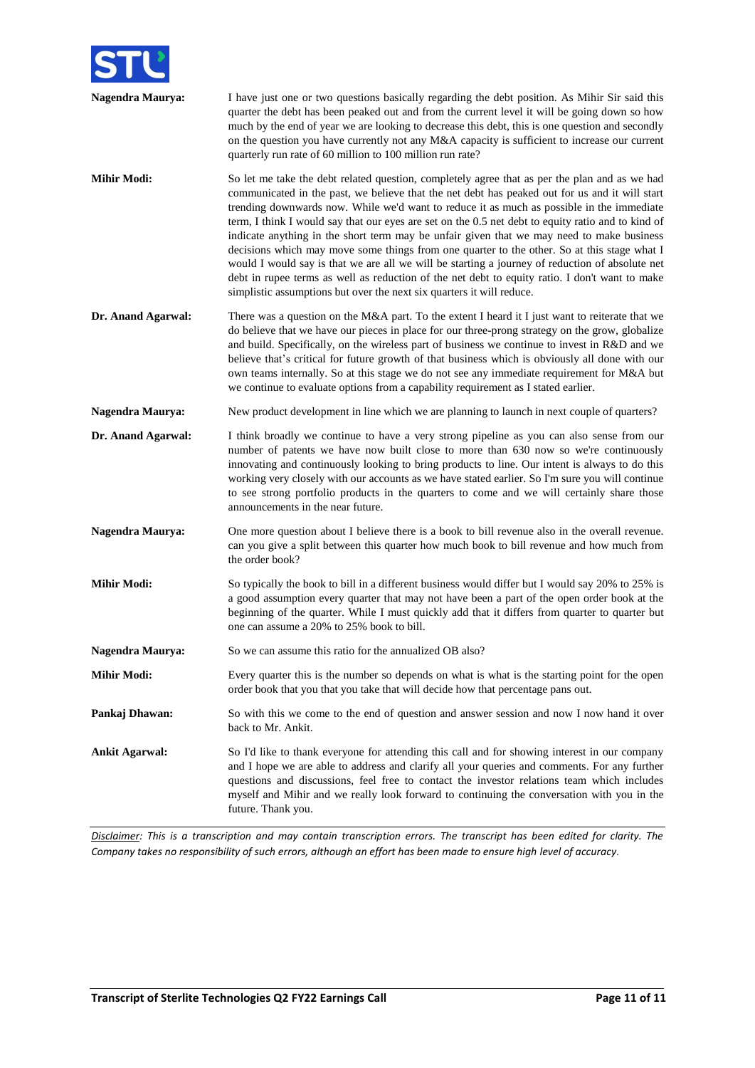**Nagendra Maurya:** I have just one or two questions basically regarding the debt position. As Mihir Sir said this quarter the debt has been peaked out and from the current level it will be going down so how much by the end of year we are looking to decrease this debt, this is one question and secondly on the question you have currently not any M&A capacity is sufficient to increase our current quarterly run rate of 60 million to 100 million run rate?

**Mihir Modi:** So let me take the debt related question, completely agree that as per the plan and as we had communicated in the past, we believe that the net debt has peaked out for us and it will start trending downwards now. While we'd want to reduce it as much as possible in the immediate term, I think I would say that our eyes are set on the 0.5 net debt to equity ratio and to kind of indicate anything in the short term may be unfair given that we may need to make business decisions which may move some things from one quarter to the other. So at this stage what I would I would say is that we are all we will be starting a journey of reduction of absolute net debt in rupee terms as well as reduction of the net debt to equity ratio. I don't want to make simplistic assumptions but over the next six quarters it will reduce.

**Dr. Anand Agarwal:** There was a question on the M&A part. To the extent I heard it I just want to reiterate that we do believe that we have our pieces in place for our three-prong strategy on the grow, globalize and build. Specifically, on the wireless part of business we continue to invest in R&D and we believe that's critical for future growth of that business which is obviously all done with our own teams internally. So at this stage we do not see any immediate requirement for M&A but we continue to evaluate options from a capability requirement as I stated earlier.

**Nagendra Maurya:** New product development in line which we are planning to launch in next couple of quarters?

**Dr. Anand Agarwal:** I think broadly we continue to have a very strong pipeline as you can also sense from our number of patents we have now built close to more than 630 now so we're continuously innovating and continuously looking to bring products to line. Our intent is always to do this working very closely with our accounts as we have stated earlier. So I'm sure you will continue to see strong portfolio products in the quarters to come and we will certainly share those announcements in the near future.

**Nagendra Maurya:** One more question about I believe there is a book to bill revenue also in the overall revenue. can you give a split between this quarter how much book to bill revenue and how much from the order book?

**Mihir Modi:** So typically the book to bill in a different business would differ but I would say 20% to 25% is a good assumption every quarter that may not have been a part of the open order book at the beginning of the quarter. While I must quickly add that it differs from quarter to quarter but one can assume a 20% to 25% book to bill.

**Nagendra Maurya:** So we can assume this ratio for the annualized OB also?

**Mihir Modi:** Every quarter this is the number so depends on what is what is the starting point for the open order book that you that you take that will decide how that percentage pans out.

**Pankaj Dhawan:** So with this we come to the end of question and answer session and now I now hand it over back to Mr. Ankit.

**Ankit Agarwal:** So I'd like to thank everyone for attending this call and for showing interest in our company and I hope we are able to address and clarify all your queries and comments. For any further questions and discussions, feel free to contact the investor relations team which includes myself and Mihir and we really look forward to continuing the conversation with you in the future. Thank you.

*Disclaimer: This is a transcription and may contain transcription errors. The transcript has been edited for clarity. The Company takes no responsibility of such errors, although an effort has been made to ensure high level of accuracy.*